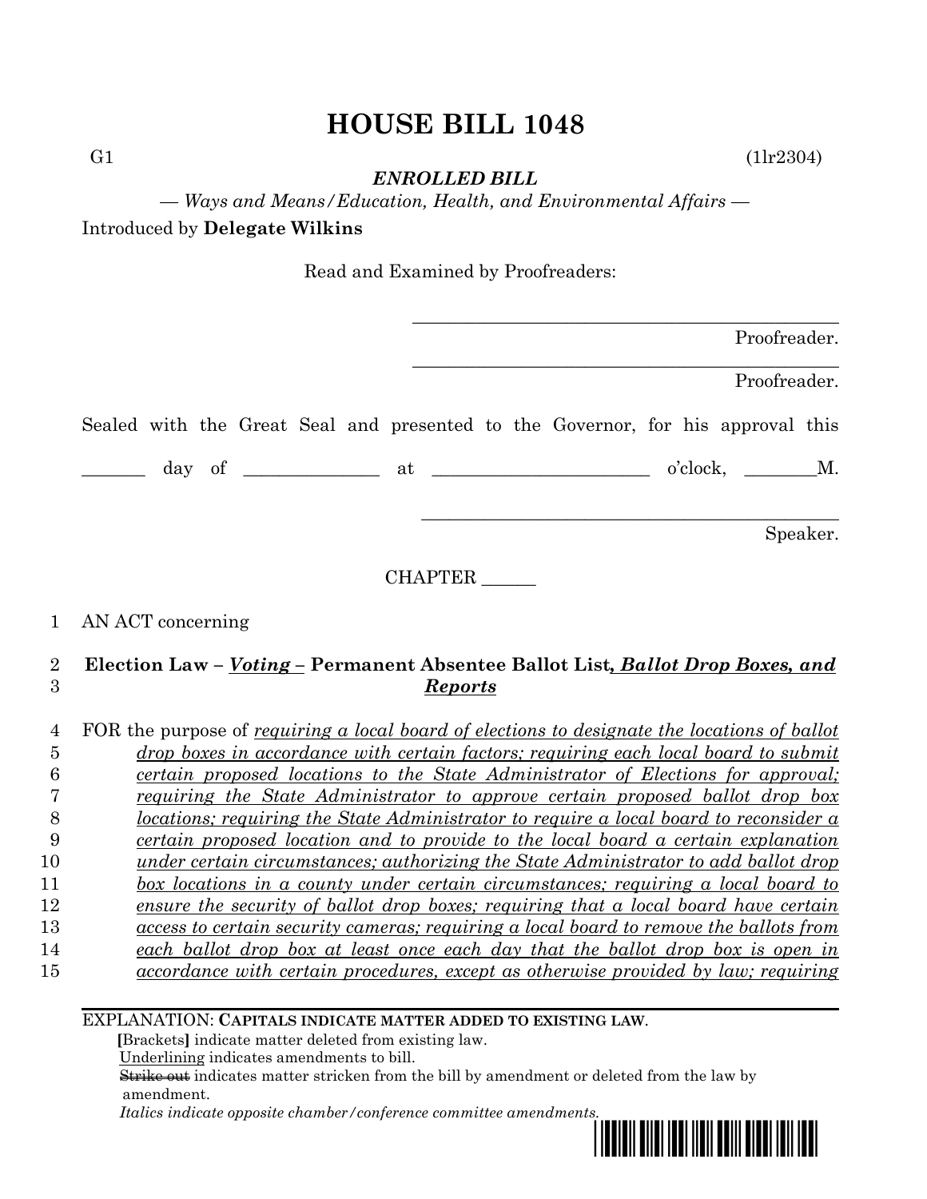# HOUSE BILL 1048

G1 (1lr2304)

***ENROLLED BILL***

*— Ways and Means/Education, Health, and Environmental Affairs —*

Introduced by **Delegate Wilkins**

Read and Examined by Proofreaders:

_______________________________________________
Proofreader.

_______________________________________________
Proofreader.

Sealed with the Great Seal and presented to the Governor, for his approval this

_______ day of ______________ at _______________________ o'clock, ________M.

_______________________________________________
Speaker.

CHAPTER ______

1 AN ACT concerning

2 **Election Law – *Voting –* Permanent Absentee Ballot List*, Ballot Drop Boxes, and*
3 ***Reports***

4 FOR the purpose of *requiring a local board of elections to designate the locations of ballot*
5 *drop boxes in accordance with certain factors; requiring each local board to submit*
6 *certain proposed locations to the State Administrator of Elections for approval;*
7 *requiring the State Administrator to approve certain proposed ballot drop box*
8 *locations; requiring the State Administrator to require a local board to reconsider a*
9 *certain proposed location and to provide to the local board a certain explanation*
10 *under certain circumstances; authorizing the State Administrator to add ballot drop*
11 *box locations in a county under certain circumstances; requiring a local board to*
12 *ensure the security of ballot drop boxes; requiring that a local board have certain*
13 *access to certain security cameras; requiring a local board to remove the ballots from*
14 *each ballot drop box at least once each day that the ballot drop box is open in*
15 *accordance with certain procedures, except as otherwise provided by law; requiring*

EXPLANATION: **CAPITALS INDICATE MATTER ADDED TO EXISTING LAW**.
**[**Brackets**]** indicate matter deleted from existing law.
Underlining indicates amendments to bill.
~~Strike out~~ indicates matter stricken from the bill by amendment or deleted from the law by amendment.
*Italics indicate opposite chamber/conference committee amendments.*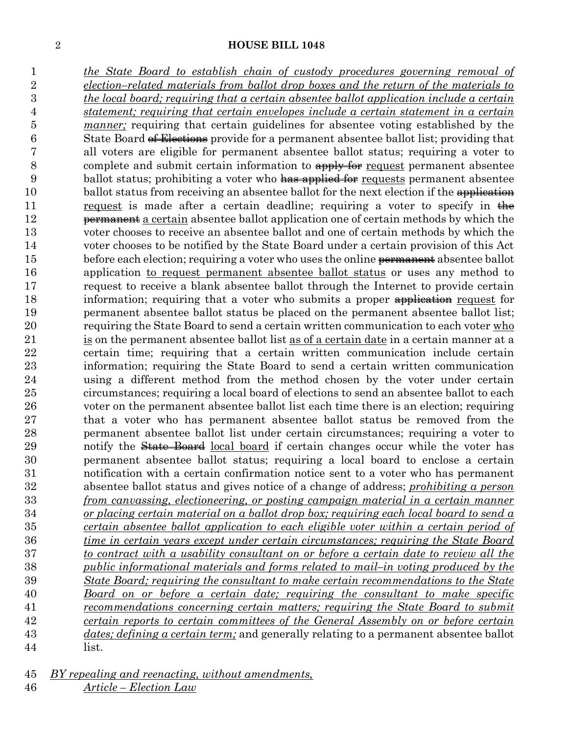*the State Board to establish chain of custody procedures governing removal of election–related materials from ballot drop boxes and the return of the materials to the local board; requiring that a certain absentee ballot application include a certain statement; requiring that certain envelopes include a certain statement in a certain manner;* requiring that certain guidelines for absentee voting established by the State Board ~~of Elections~~ provide for a permanent absentee ballot list; providing that all voters are eligible for permanent absentee ballot status; requiring a voter to complete and submit certain information to ~~apply for~~ request permanent absentee ballot status; prohibiting a voter who ~~has applied for~~ requests permanent absentee ballot status from receiving an absentee ballot for the next election if the ~~application~~ request is made after a certain deadline; requiring a voter to specify in ~~the permanent~~ a certain absentee ballot application one of certain methods by which the voter chooses to receive an absentee ballot and one of certain methods by which the voter chooses to be notified by the State Board under a certain provision of this Act before each election; requiring a voter who uses the online ~~permanent~~ absentee ballot application to request permanent absentee ballot status or uses any method to request to receive a blank absentee ballot through the Internet to provide certain information; requiring that a voter who submits a proper ~~application~~ request for permanent absentee ballot status be placed on the permanent absentee ballot list; requiring the State Board to send a certain written communication to each voter who is on the permanent absentee ballot list as of a certain date in a certain manner at a certain time; requiring that a certain written communication include certain information; requiring the State Board to send a certain written communication using a different method from the method chosen by the voter under certain circumstances; requiring a local board of elections to send an absentee ballot to each voter on the permanent absentee ballot list each time there is an election; requiring that a voter who has permanent absentee ballot status be removed from the permanent absentee ballot list under certain circumstances; requiring a voter to notify the ~~State Board~~ local board if certain changes occur while the voter has permanent absentee ballot status; requiring a local board to enclose a certain notification with a certain confirmation notice sent to a voter who has permanent absentee ballot status and gives notice of a change of address; *prohibiting a person from canvassing, electioneering, or posting campaign material in a certain manner or placing certain material on a ballot drop box; requiring each local board to send a certain absentee ballot application to each eligible voter within a certain period of time in certain years except under certain circumstances; requiring the State Board to contract with a usability consultant on or before a certain date to review all the public informational materials and forms related to mail–in voting produced by the State Board; requiring the consultant to make certain recommendations to the State Board on or before a certain date; requiring the consultant to make specific recommendations concerning certain matters; requiring the State Board to submit certain reports to certain committees of the General Assembly on or before certain dates; defining a certain term;* and generally relating to a permanent absentee ballot list.

*BY repealing and reenacting, without amendments,*
*Article – Election Law*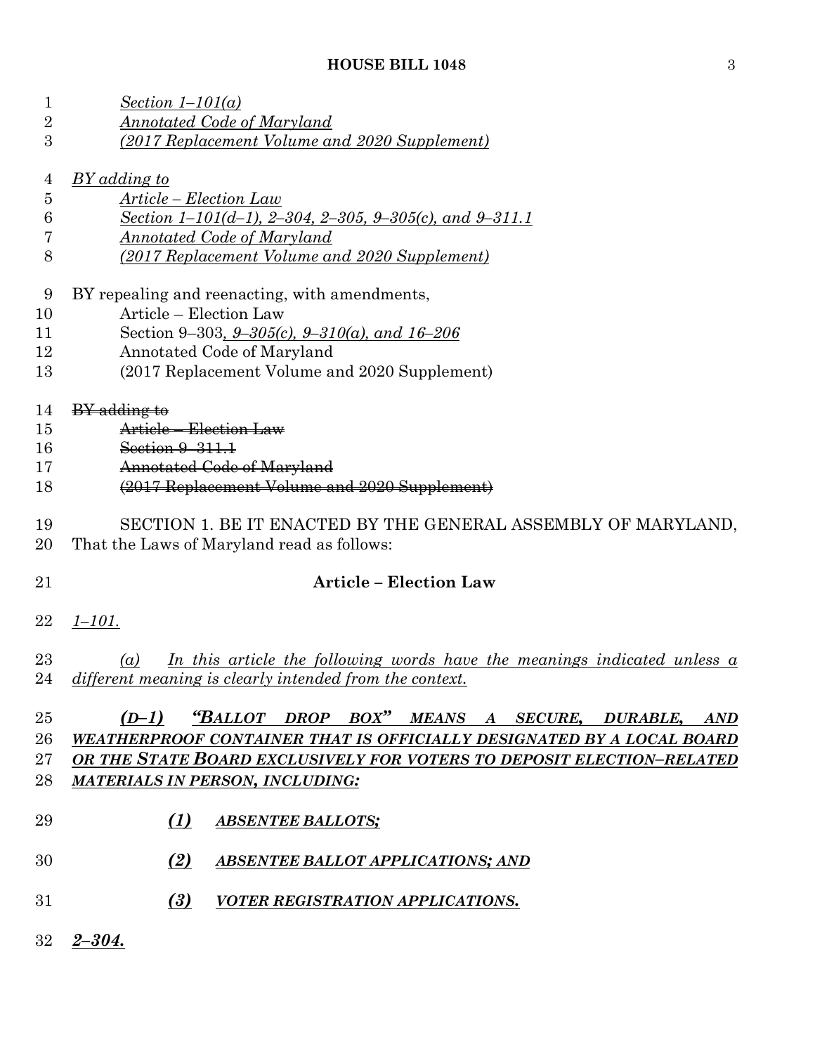*Section 1–101(a)*
*Annotated Code of Maryland*
*(2017 Replacement Volume and 2020 Supplement)*

*BY adding to*
*Article – Election Law*
*Section 1–101(d–1), 2–304, 2–305, 9–305(c), and 9–311.1*
*Annotated Code of Maryland*
*(2017 Replacement Volume and 2020 Supplement)*

BY repealing and reenacting, with amendments,
Article – Election Law
Section 9–303*, 9–305(c), 9–310(a), and 16–206*
Annotated Code of Maryland
(2017 Replacement Volume and 2020 Supplement)

~~BY adding to~~
~~Article – Election Law~~
~~Section 9–311.1~~
~~Annotated Code of Maryland~~
~~(2017 Replacement Volume and 2020 Supplement)~~

SECTION 1. BE IT ENACTED BY THE GENERAL ASSEMBLY OF MARYLAND, That the Laws of Maryland read as follows:

**Article – Election Law**

*1–101.*

*(a) In this article the following words have the meanings indicated unless a different meaning is clearly intended from the context.*

***(D–1) "BALLOT DROP BOX" MEANS A SECURE, DURABLE, AND WEATHERPROOF CONTAINER THAT IS OFFICIALLY DESIGNATED BY A LOCAL BOARD OR THE STATE BOARD EXCLUSIVELY FOR VOTERS TO DEPOSIT ELECTION–RELATED MATERIALS IN PERSON, INCLUDING:***

***(1) ABSENTEE BALLOTS;***

***(2) ABSENTEE BALLOT APPLICATIONS; AND***

***(3) VOTER REGISTRATION APPLICATIONS.***

***2–304.***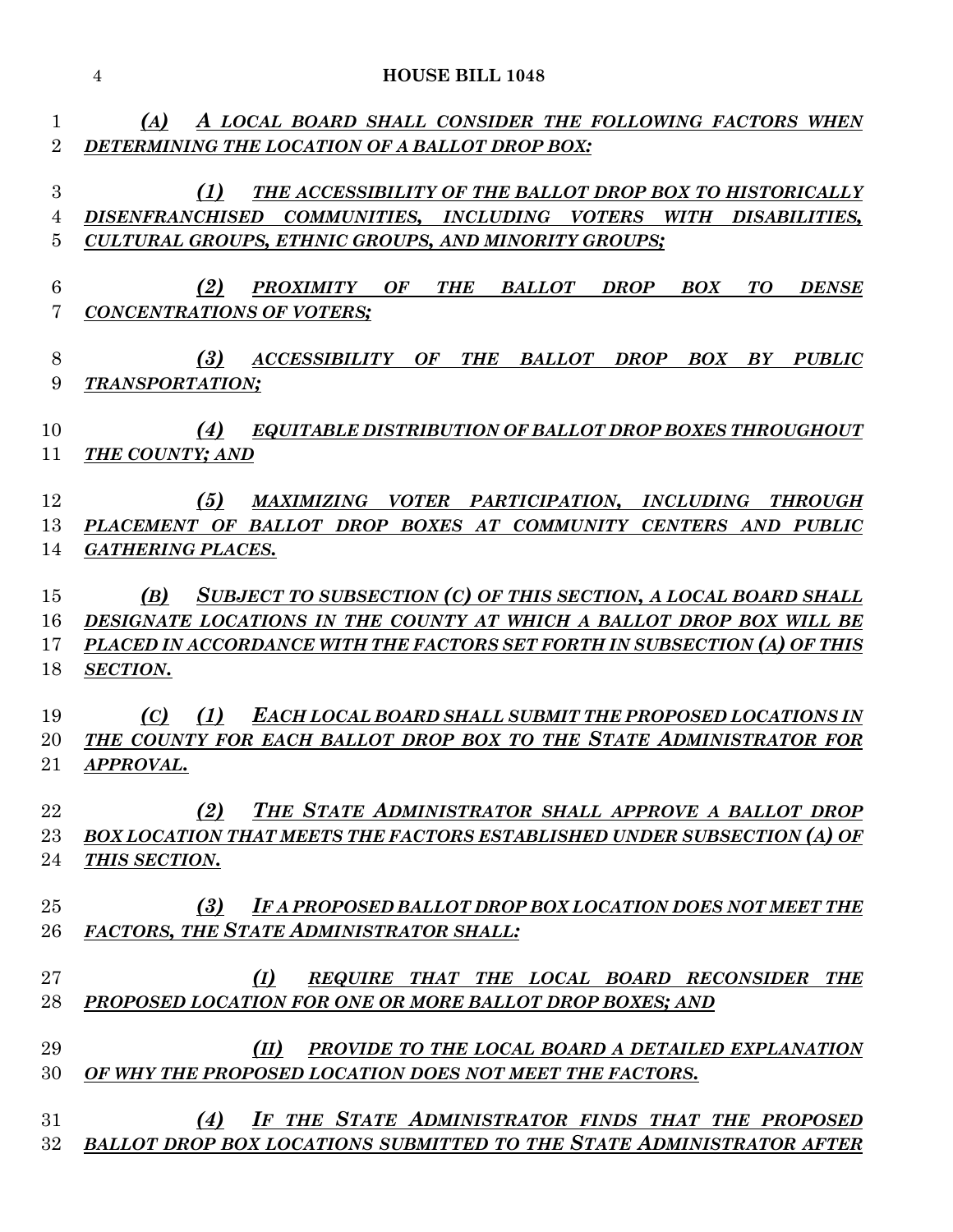*(A) A LOCAL BOARD SHALL CONSIDER THE FOLLOWING FACTORS WHEN DETERMINING THE LOCATION OF A BALLOT DROP BOX:*

*(1) THE ACCESSIBILITY OF THE BALLOT DROP BOX TO HISTORICALLY DISENFRANCHISED COMMUNITIES, INCLUDING VOTERS WITH DISABILITIES, CULTURAL GROUPS, ETHNIC GROUPS, AND MINORITY GROUPS;*

*(2) PROXIMITY OF THE BALLOT DROP BOX TO DENSE CONCENTRATIONS OF VOTERS;*

*(3) ACCESSIBILITY OF THE BALLOT DROP BOX BY PUBLIC TRANSPORTATION;*

*(4) EQUITABLE DISTRIBUTION OF BALLOT DROP BOXES THROUGHOUT THE COUNTY; AND*

*(5) MAXIMIZING VOTER PARTICIPATION, INCLUDING THROUGH PLACEMENT OF BALLOT DROP BOXES AT COMMUNITY CENTERS AND PUBLIC GATHERING PLACES.*

*(B) SUBJECT TO SUBSECTION (C) OF THIS SECTION, A LOCAL BOARD SHALL DESIGNATE LOCATIONS IN THE COUNTY AT WHICH A BALLOT DROP BOX WILL BE PLACED IN ACCORDANCE WITH THE FACTORS SET FORTH IN SUBSECTION (A) OF THIS SECTION.*

*(C) (1) EACH LOCAL BOARD SHALL SUBMIT THE PROPOSED LOCATIONS IN THE COUNTY FOR EACH BALLOT DROP BOX TO THE STATE ADMINISTRATOR FOR APPROVAL.*

*(2) THE STATE ADMINISTRATOR SHALL APPROVE A BALLOT DROP BOX LOCATION THAT MEETS THE FACTORS ESTABLISHED UNDER SUBSECTION (A) OF THIS SECTION.*

*(3) IF A PROPOSED BALLOT DROP BOX LOCATION DOES NOT MEET THE FACTORS, THE STATE ADMINISTRATOR SHALL:*

*(I) REQUIRE THAT THE LOCAL BOARD RECONSIDER THE PROPOSED LOCATION FOR ONE OR MORE BALLOT DROP BOXES; AND*

*(II) PROVIDE TO THE LOCAL BOARD A DETAILED EXPLANATION OF WHY THE PROPOSED LOCATION DOES NOT MEET THE FACTORS.*

*(4) IF THE STATE ADMINISTRATOR FINDS THAT THE PROPOSED BALLOT DROP BOX LOCATIONS SUBMITTED TO THE STATE ADMINISTRATOR AFTER*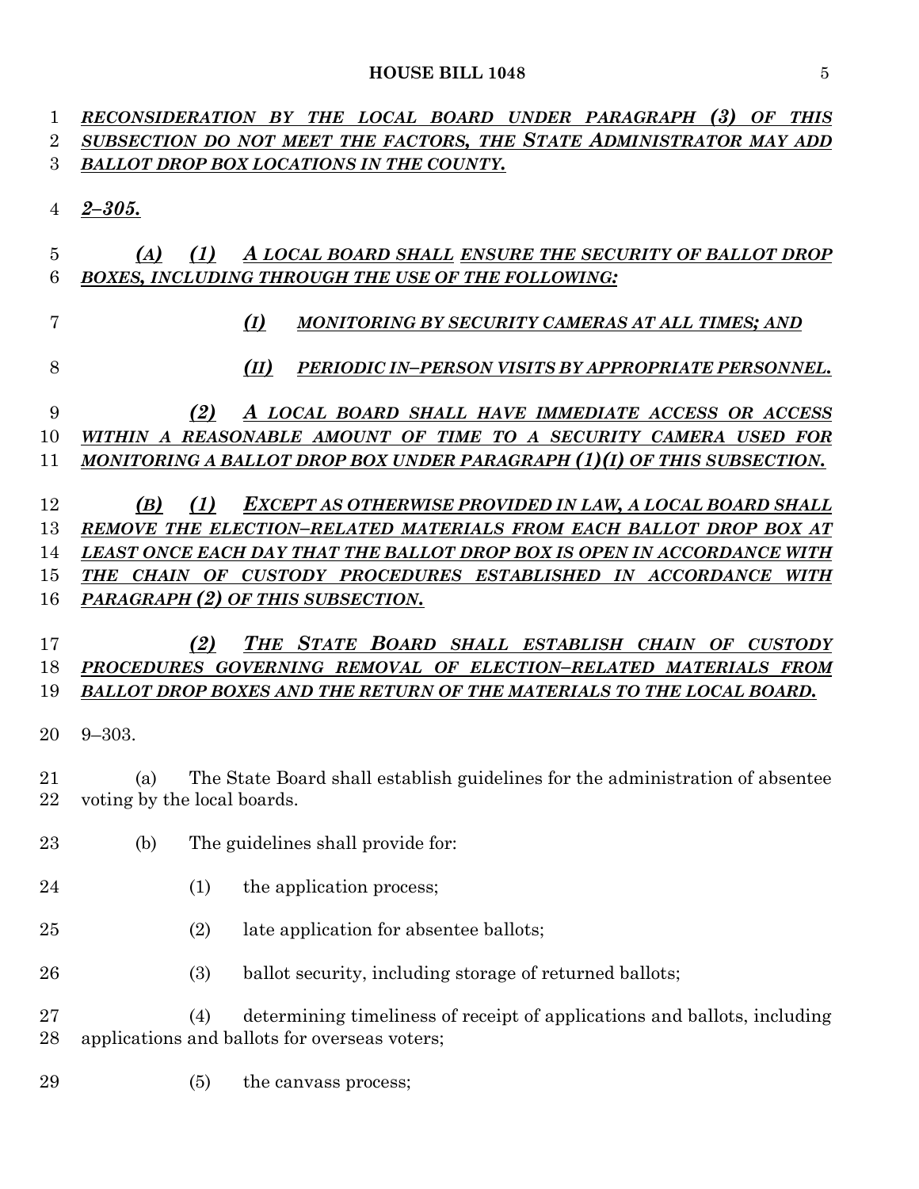*RECONSIDERATION BY THE LOCAL BOARD UNDER PARAGRAPH (3) OF THIS SUBSECTION DO NOT MEET THE FACTORS, THE STATE ADMINISTRATOR MAY ADD BALLOT DROP BOX LOCATIONS IN THE COUNTY.*

*2–305.*

*(A) (1) A LOCAL BOARD SHALL ENSURE THE SECURITY OF BALLOT DROP BOXES, INCLUDING THROUGH THE USE OF THE FOLLOWING:*

*(I) MONITORING BY SECURITY CAMERAS AT ALL TIMES; AND*

*(II) PERIODIC IN–PERSON VISITS BY APPROPRIATE PERSONNEL.*

*(2) A LOCAL BOARD SHALL HAVE IMMEDIATE ACCESS OR ACCESS WITHIN A REASONABLE AMOUNT OF TIME TO A SECURITY CAMERA USED FOR MONITORING A BALLOT DROP BOX UNDER PARAGRAPH (1)(I) OF THIS SUBSECTION.*

*(B) (1) EXCEPT AS OTHERWISE PROVIDED IN LAW, A LOCAL BOARD SHALL REMOVE THE ELECTION–RELATED MATERIALS FROM EACH BALLOT DROP BOX AT LEAST ONCE EACH DAY THAT THE BALLOT DROP BOX IS OPEN IN ACCORDANCE WITH THE CHAIN OF CUSTODY PROCEDURES ESTABLISHED IN ACCORDANCE WITH PARAGRAPH (2) OF THIS SUBSECTION.*

*(2) THE STATE BOARD SHALL ESTABLISH CHAIN OF CUSTODY PROCEDURES GOVERNING REMOVAL OF ELECTION–RELATED MATERIALS FROM BALLOT DROP BOXES AND THE RETURN OF THE MATERIALS TO THE LOCAL BOARD.*

9–303.

(a) The State Board shall establish guidelines for the administration of absentee voting by the local boards.

(b) The guidelines shall provide for:

(1) the application process;

(2) late application for absentee ballots;

(3) ballot security, including storage of returned ballots;

(4) determining timeliness of receipt of applications and ballots, including applications and ballots for overseas voters;

(5) the canvass process;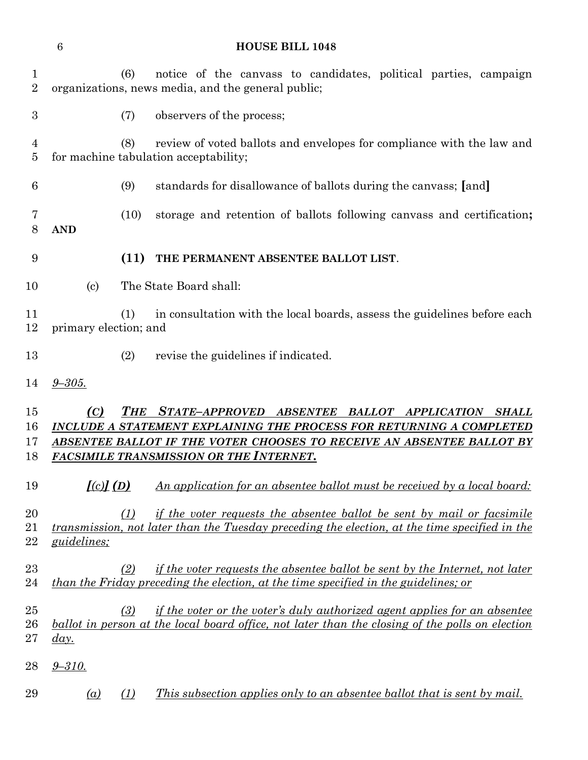(6) notice of the canvass to candidates, political parties, campaign organizations, news media, and the general public;

(7) observers of the process;

(8) review of voted ballots and envelopes for compliance with the law and for machine tabulation acceptability;

(9) standards for disallowance of ballots during the canvass; **[**and**]**

(10) storage and retention of ballots following canvass and certification**; AND**

**(11) THE PERMANENT ABSENTEE BALLOT LIST**.

(c) The State Board shall:

(1) in consultation with the local boards, assess the guidelines before each primary election; and

(2) revise the guidelines if indicated.

<u>*9–305.*</u>

<u>***(C) THE STATE–APPROVED ABSENTEE BALLOT APPLICATION SHALL INCLUDE A STATEMENT EXPLAINING THE PROCESS FOR RETURNING A COMPLETED ABSENTEE BALLOT IF THE VOTER CHOOSES TO RECEIVE AN ABSENTEE BALLOT BY FACSIMILE TRANSMISSION OR THE INTERNET.***</u>

***[**(c)**]** (D)*** <u>*An application for an absentee ballot must be received by a local board:*</u>

<u>*(1) if the voter requests the absentee ballot be sent by mail or facsimile transmission, not later than the Tuesday preceding the election, at the time specified in the guidelines;*</u>

<u>*(2) if the voter requests the absentee ballot be sent by the Internet, not later than the Friday preceding the election, at the time specified in the guidelines; or*</u>

<u>*(3) if the voter or the voter's duly authorized agent applies for an absentee ballot in person at the local board office, not later than the closing of the polls on election day.*</u>

<u>*9–310.*</u>

<u>*(a) (1) This subsection applies only to an absentee ballot that is sent by mail.*</u>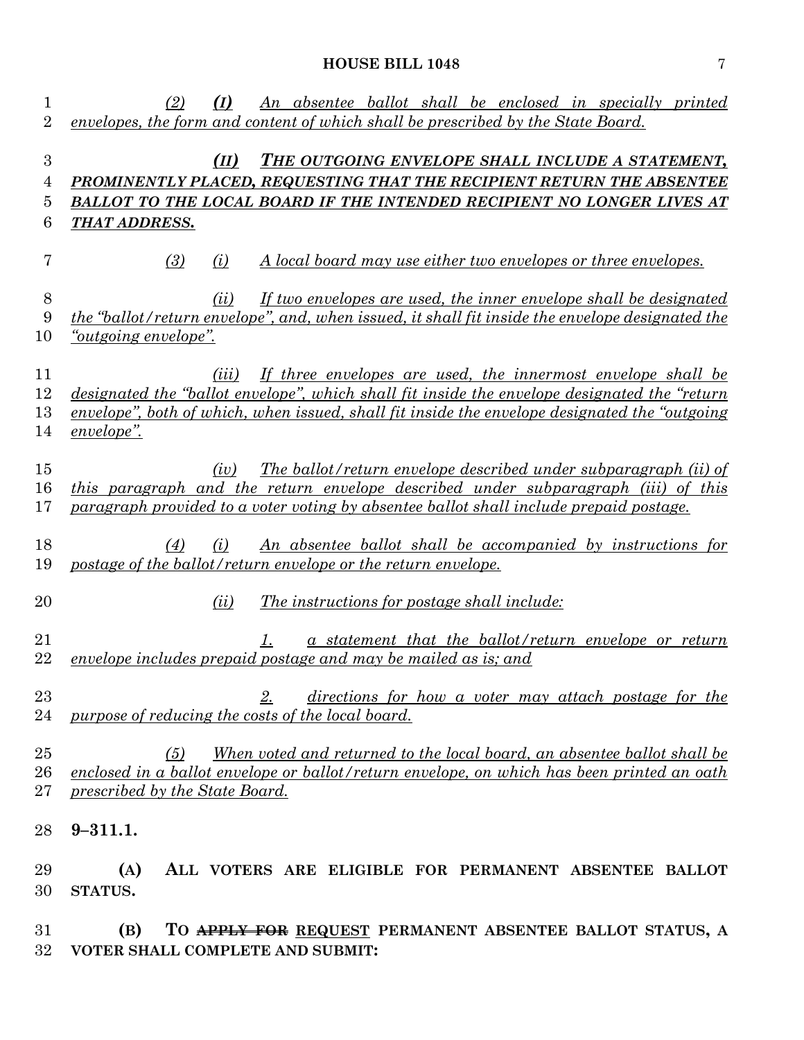(2) (I) An absentee ballot shall be enclosed in specially printed envelopes, the form and content of which shall be prescribed by the State Board.

(II) ***THE OUTGOING ENVELOPE SHALL INCLUDE A STATEMENT, PROMINENTLY PLACED, REQUESTING THAT THE RECIPIENT RETURN THE ABSENTEE BALLOT TO THE LOCAL BOARD IF THE INTENDED RECIPIENT NO LONGER LIVES AT THAT ADDRESS.***

(3) (i) A local board may use either two envelopes or three envelopes.

(ii) If two envelopes are used, the inner envelope shall be designated the "ballot/return envelope", and, when issued, it shall fit inside the envelope designated the "outgoing envelope".

(iii) If three envelopes are used, the innermost envelope shall be designated the "ballot envelope", which shall fit inside the envelope designated the "return envelope", both of which, when issued, shall fit inside the envelope designated the "outgoing envelope".

(iv) The ballot/return envelope described under subparagraph (ii) of this paragraph and the return envelope described under subparagraph (iii) of this paragraph provided to a voter voting by absentee ballot shall include prepaid postage.

(4) (i) An absentee ballot shall be accompanied by instructions for postage of the ballot/return envelope or the return envelope.

(ii) The instructions for postage shall include:

1. a statement that the ballot/return envelope or return envelope includes prepaid postage and may be mailed as is; and

2. directions for how a voter may attach postage for the purpose of reducing the costs of the local board.

(5) When voted and returned to the local board, an absentee ballot shall be enclosed in a ballot envelope or ballot/return envelope, on which has been printed an oath prescribed by the State Board.

**9–311.1.**

**(A) ALL VOTERS ARE ELIGIBLE FOR PERMANENT ABSENTEE BALLOT STATUS.**

**(B) TO ~~APPLY FOR~~ REQUEST PERMANENT ABSENTEE BALLOT STATUS, A VOTER SHALL COMPLETE AND SUBMIT:**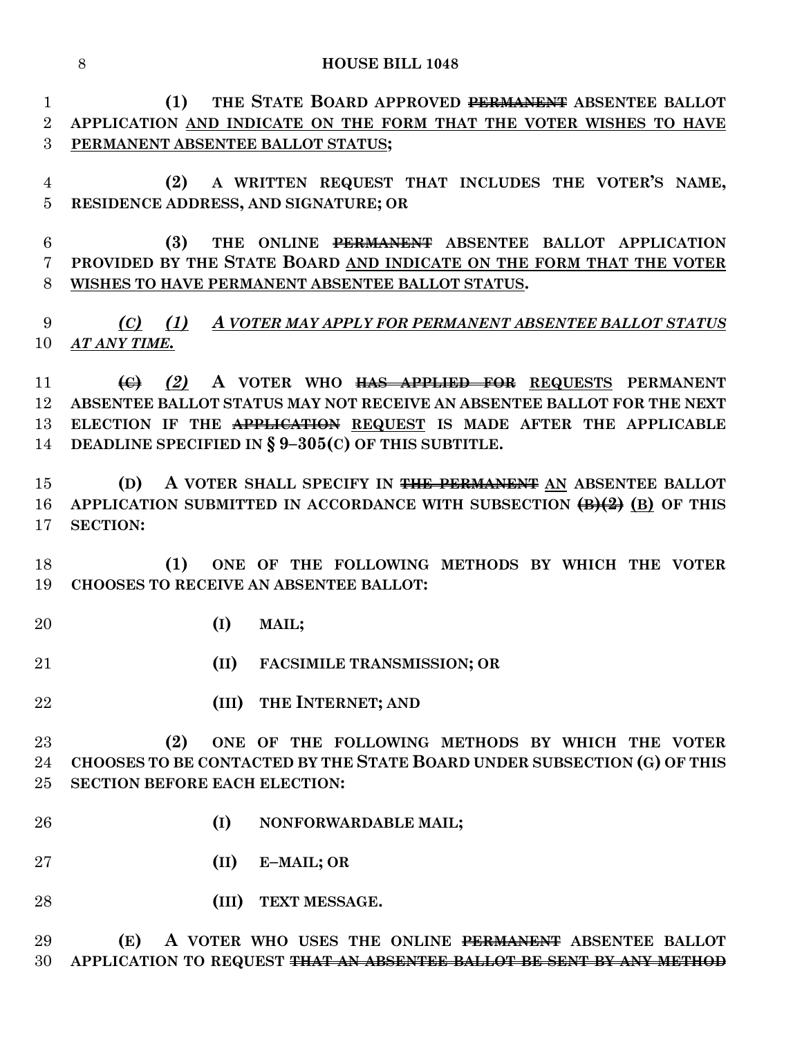(1) THE STATE BOARD APPROVED ~~PERMANENT~~ ABSENTEE BALLOT APPLICATION <u>AND INDICATE ON THE FORM THAT THE VOTER WISHES TO HAVE PERMANENT ABSENTEE BALLOT STATUS</u>;

(2) A WRITTEN REQUEST THAT INCLUDES THE VOTER'S NAME, RESIDENCE ADDRESS, AND SIGNATURE; OR

(3) THE ONLINE ~~PERMANENT~~ ABSENTEE BALLOT APPLICATION PROVIDED BY THE STATE BOARD <u>AND INDICATE ON THE FORM THAT THE VOTER WISHES TO HAVE PERMANENT ABSENTEE BALLOT STATUS</u>.

*<u>(C) (1) A VOTER MAY APPLY FOR PERMANENT ABSENTEE BALLOT STATUS AT ANY TIME.</u>*

~~(C)~~ *(2)* A VOTER WHO ~~HAS APPLIED FOR~~ <u>REQUESTS</u> PERMANENT ABSENTEE BALLOT STATUS MAY NOT RECEIVE AN ABSENTEE BALLOT FOR THE NEXT ELECTION IF THE ~~APPLICATION~~ <u>REQUEST</u> IS MADE AFTER THE APPLICABLE DEADLINE SPECIFIED IN § 9–305(C) OF THIS SUBTITLE.

(D) A VOTER SHALL SPECIFY IN ~~THE PERMANENT~~ <u>AN</u> ABSENTEE BALLOT APPLICATION SUBMITTED IN ACCORDANCE WITH SUBSECTION ~~(B)(2)~~ <u>(B)</u> OF THIS SECTION:

(1) ONE OF THE FOLLOWING METHODS BY WHICH THE VOTER CHOOSES TO RECEIVE AN ABSENTEE BALLOT:

(I) MAIL;

(II) FACSIMILE TRANSMISSION; OR

(III) THE INTERNET; AND

(2) ONE OF THE FOLLOWING METHODS BY WHICH THE VOTER CHOOSES TO BE CONTACTED BY THE STATE BOARD UNDER SUBSECTION (G) OF THIS SECTION BEFORE EACH ELECTION:

(I) NONFORWARDABLE MAIL;

(II) E–MAIL; OR

(III) TEXT MESSAGE.

(E) A VOTER WHO USES THE ONLINE ~~PERMANENT~~ ABSENTEE BALLOT APPLICATION TO REQUEST ~~THAT AN ABSENTEE BALLOT BE SENT BY ANY METHOD~~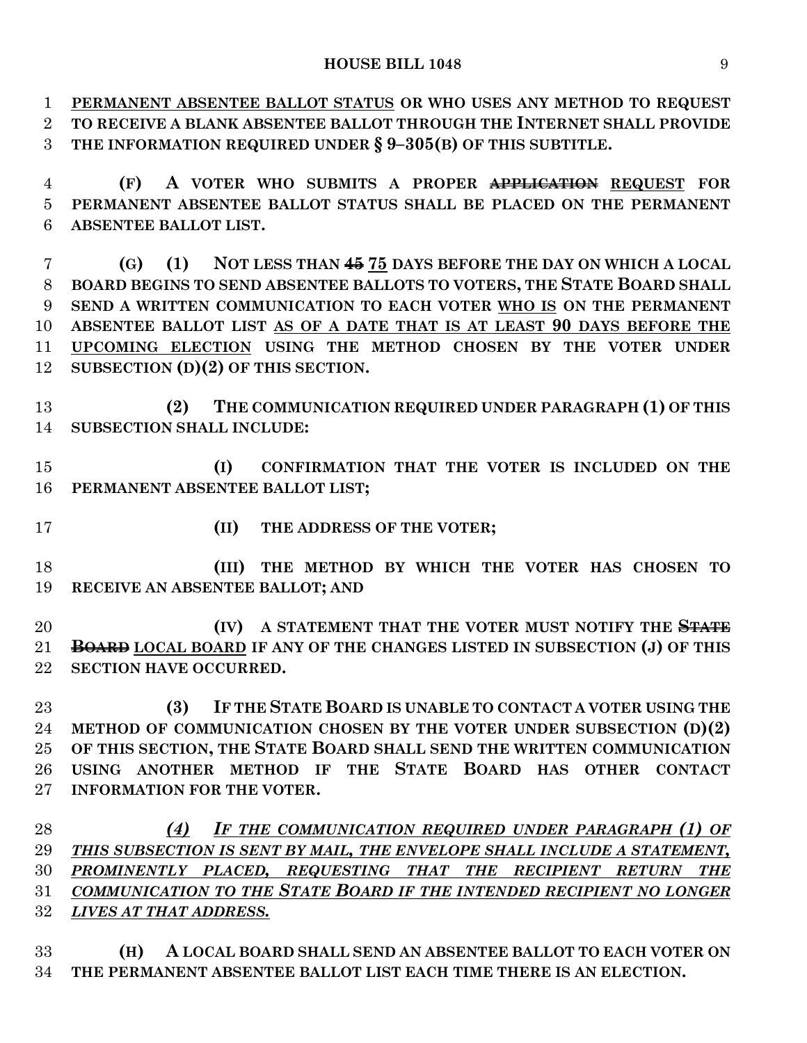PERMANENT ABSENTEE BALLOT STATUS OR WHO USES ANY METHOD TO REQUEST TO RECEIVE A BLANK ABSENTEE BALLOT THROUGH THE INTERNET SHALL PROVIDE THE INFORMATION REQUIRED UNDER § 9–305(B) OF THIS SUBTITLE.

**(F)** A VOTER WHO SUBMITS A PROPER ~~APPLICATION~~ REQUEST FOR PERMANENT ABSENTEE BALLOT STATUS SHALL BE PLACED ON THE PERMANENT ABSENTEE BALLOT LIST.

**(G)** (1) NOT LESS THAN ~~45~~ 75 DAYS BEFORE THE DAY ON WHICH A LOCAL BOARD BEGINS TO SEND ABSENTEE BALLOTS TO VOTERS, THE STATE BOARD SHALL SEND A WRITTEN COMMUNICATION TO EACH VOTER WHO IS ON THE PERMANENT ABSENTEE BALLOT LIST AS OF A DATE THAT IS AT LEAST 90 DAYS BEFORE THE UPCOMING ELECTION USING THE METHOD CHOSEN BY THE VOTER UNDER SUBSECTION (D)(2) OF THIS SECTION.

(2) THE COMMUNICATION REQUIRED UNDER PARAGRAPH (1) OF THIS SUBSECTION SHALL INCLUDE:

(I) CONFIRMATION THAT THE VOTER IS INCLUDED ON THE PERMANENT ABSENTEE BALLOT LIST;

(II) THE ADDRESS OF THE VOTER;

(III) THE METHOD BY WHICH THE VOTER HAS CHOSEN TO RECEIVE AN ABSENTEE BALLOT; AND

(IV) A STATEMENT THAT THE VOTER MUST NOTIFY THE ~~STATE BOARD~~ LOCAL BOARD IF ANY OF THE CHANGES LISTED IN SUBSECTION (J) OF THIS SECTION HAVE OCCURRED.

(3) IF THE STATE BOARD IS UNABLE TO CONTACT A VOTER USING THE METHOD OF COMMUNICATION CHOSEN BY THE VOTER UNDER SUBSECTION (D)(2) OF THIS SECTION, THE STATE BOARD SHALL SEND THE WRITTEN COMMUNICATION USING ANOTHER METHOD IF THE STATE BOARD HAS OTHER CONTACT INFORMATION FOR THE VOTER.

*(4) IF THE COMMUNICATION REQUIRED UNDER PARAGRAPH (1) OF THIS SUBSECTION IS SENT BY MAIL, THE ENVELOPE SHALL INCLUDE A STATEMENT, PROMINENTLY PLACED, REQUESTING THAT THE RECIPIENT RETURN THE COMMUNICATION TO THE STATE BOARD IF THE INTENDED RECIPIENT NO LONGER LIVES AT THAT ADDRESS.*

**(H)** A LOCAL BOARD SHALL SEND AN ABSENTEE BALLOT TO EACH VOTER ON THE PERMANENT ABSENTEE BALLOT LIST EACH TIME THERE IS AN ELECTION.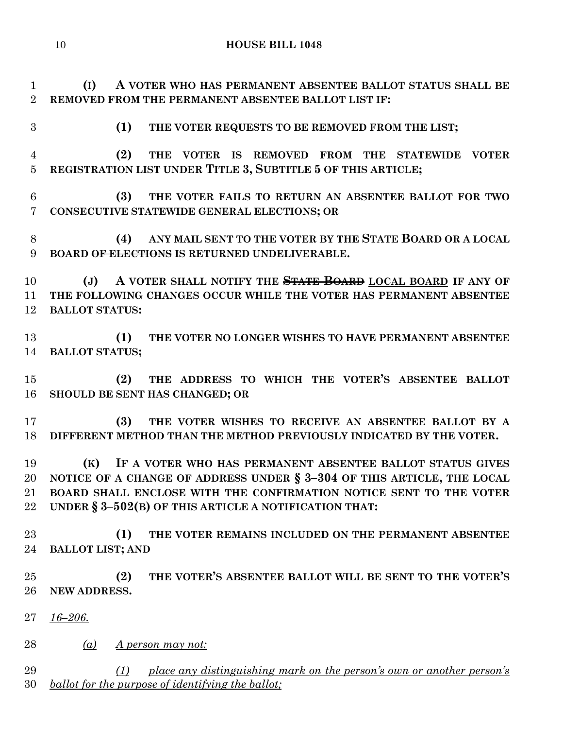**(I) A VOTER WHO HAS PERMANENT ABSENTEE BALLOT STATUS SHALL BE REMOVED FROM THE PERMANENT ABSENTEE BALLOT LIST IF:**

**(1) THE VOTER REQUESTS TO BE REMOVED FROM THE LIST;**

**(2) THE VOTER IS REMOVED FROM THE STATEWIDE VOTER REGISTRATION LIST UNDER TITLE 3, SUBTITLE 5 OF THIS ARTICLE;**

**(3) THE VOTER FAILS TO RETURN AN ABSENTEE BALLOT FOR TWO CONSECUTIVE STATEWIDE GENERAL ELECTIONS; OR**

**(4) ANY MAIL SENT TO THE VOTER BY THE STATE BOARD OR A LOCAL BOARD ~~OF ELECTIONS~~ IS RETURNED UNDELIVERABLE.**

**(J) A VOTER SHALL NOTIFY THE ~~STATE BOARD~~ LOCAL BOARD IF ANY OF THE FOLLOWING CHANGES OCCUR WHILE THE VOTER HAS PERMANENT ABSENTEE BALLOT STATUS:**

**(1) THE VOTER NO LONGER WISHES TO HAVE PERMANENT ABSENTEE BALLOT STATUS;**

**(2) THE ADDRESS TO WHICH THE VOTER'S ABSENTEE BALLOT SHOULD BE SENT HAS CHANGED; OR**

**(3) THE VOTER WISHES TO RECEIVE AN ABSENTEE BALLOT BY A DIFFERENT METHOD THAN THE METHOD PREVIOUSLY INDICATED BY THE VOTER.**

**(K) IF A VOTER WHO HAS PERMANENT ABSENTEE BALLOT STATUS GIVES NOTICE OF A CHANGE OF ADDRESS UNDER § 3–304 OF THIS ARTICLE, THE LOCAL BOARD SHALL ENCLOSE WITH THE CONFIRMATION NOTICE SENT TO THE VOTER UNDER § 3–502(B) OF THIS ARTICLE A NOTIFICATION THAT:**

**(1) THE VOTER REMAINS INCLUDED ON THE PERMANENT ABSENTEE BALLOT LIST; AND**

**(2) THE VOTER'S ABSENTEE BALLOT WILL BE SENT TO THE VOTER'S NEW ADDRESS.**

*16–206.*

*(a) A person may not:*

*(1) place any distinguishing mark on the person's own or another person's ballot for the purpose of identifying the ballot;*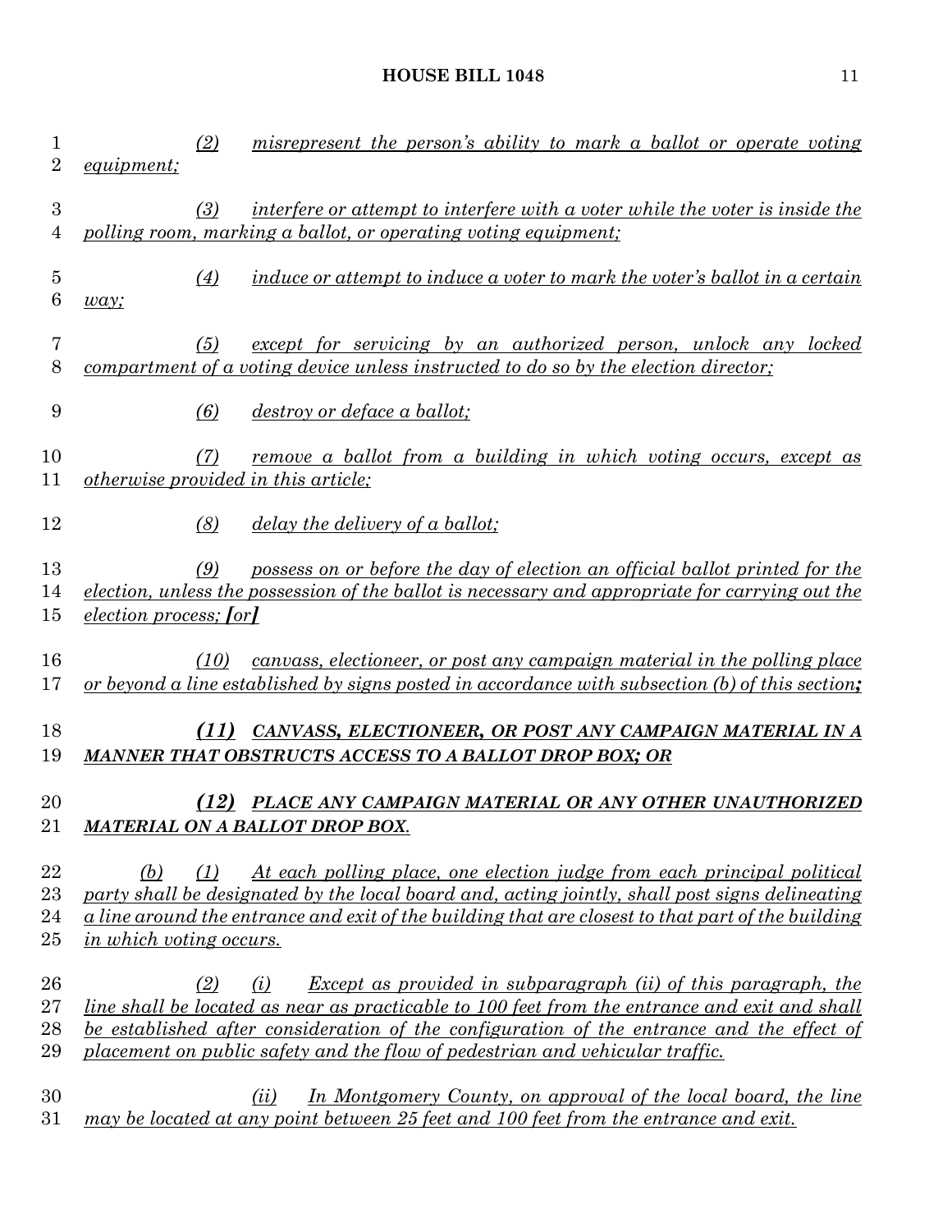(2) *misrepresent the person's ability to mark a ballot or operate voting equipment;*

(3) *interfere or attempt to interfere with a voter while the voter is inside the polling room, marking a ballot, or operating voting equipment;*

(4) *induce or attempt to induce a voter to mark the voter's ballot in a certain way;*

(5) *except for servicing by an authorized person, unlock any locked compartment of a voting device unless instructed to do so by the election director;*

(6) *destroy or deface a ballot;*

(7) *remove a ballot from a building in which voting occurs, except as otherwise provided in this article;*

(8) *delay the delivery of a ballot;*

(9) *possess on or before the day of election an official ballot printed for the election, unless the possession of the ballot is necessary and appropriate for carrying out the election process;* **[***or***]**

(10) *canvass, electioneer, or post any campaign material in the polling place or beyond a line established by signs posted in accordance with subsection (b) of this section***;**

***(11) CANVASS, ELECTIONEER, OR POST ANY CAMPAIGN MATERIAL IN A MANNER THAT OBSTRUCTS ACCESS TO A BALLOT DROP BOX; OR***

***(12) PLACE ANY CAMPAIGN MATERIAL OR ANY OTHER UNAUTHORIZED MATERIAL ON A BALLOT DROP BOX.***

(b) (1) *At each polling place, one election judge from each principal political party shall be designated by the local board and, acting jointly, shall post signs delineating a line around the entrance and exit of the building that are closest to that part of the building in which voting occurs.*

(2) (i) *Except as provided in subparagraph (ii) of this paragraph, the line shall be located as near as practicable to 100 feet from the entrance and exit and shall be established after consideration of the configuration of the entrance and the effect of placement on public safety and the flow of pedestrian and vehicular traffic.*

(ii) *In Montgomery County, on approval of the local board, the line may be located at any point between 25 feet and 100 feet from the entrance and exit.*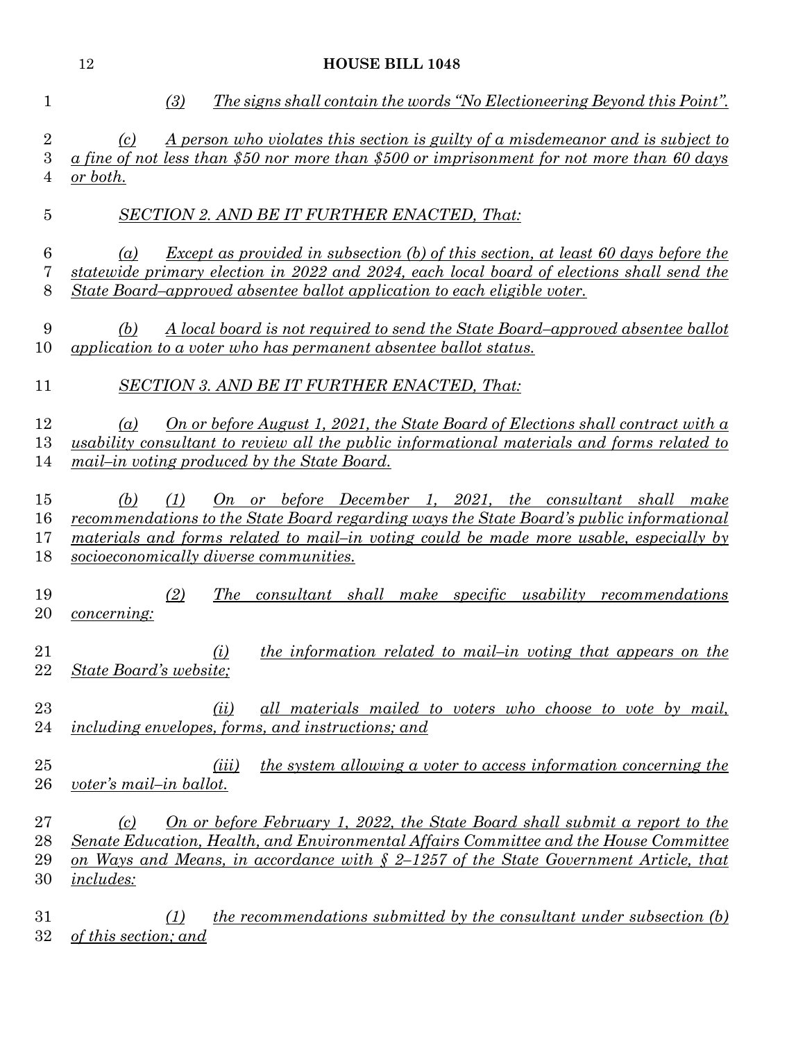(3) The signs shall contain the words "No Electioneering Beyond this Point".

(c) A person who violates this section is guilty of a misdemeanor and is subject to a fine of not less than $50 nor more than $500 or imprisonment for not more than 60 days or both.

SECTION 2. AND BE IT FURTHER ENACTED, That:

(a) Except as provided in subsection (b) of this section, at least 60 days before the statewide primary election in 2022 and 2024, each local board of elections shall send the State Board–approved absentee ballot application to each eligible voter.

(b) A local board is not required to send the State Board–approved absentee ballot application to a voter who has permanent absentee ballot status.

SECTION 3. AND BE IT FURTHER ENACTED, That:

(a) On or before August 1, 2021, the State Board of Elections shall contract with a usability consultant to review all the public informational materials and forms related to mail–in voting produced by the State Board.

(b) (1) On or before December 1, 2021, the consultant shall make recommendations to the State Board regarding ways the State Board's public informational materials and forms related to mail–in voting could be made more usable, especially by socioeconomically diverse communities.

(2) The consultant shall make specific usability recommendations concerning:

(i) the information related to mail–in voting that appears on the State Board's website;

(ii) all materials mailed to voters who choose to vote by mail, including envelopes, forms, and instructions; and

(iii) the system allowing a voter to access information concerning the voter's mail–in ballot.

(c) On or before February 1, 2022, the State Board shall submit a report to the Senate Education, Health, and Environmental Affairs Committee and the House Committee on Ways and Means, in accordance with § 2–1257 of the State Government Article, that includes:

(1) the recommendations submitted by the consultant under subsection (b) of this section; and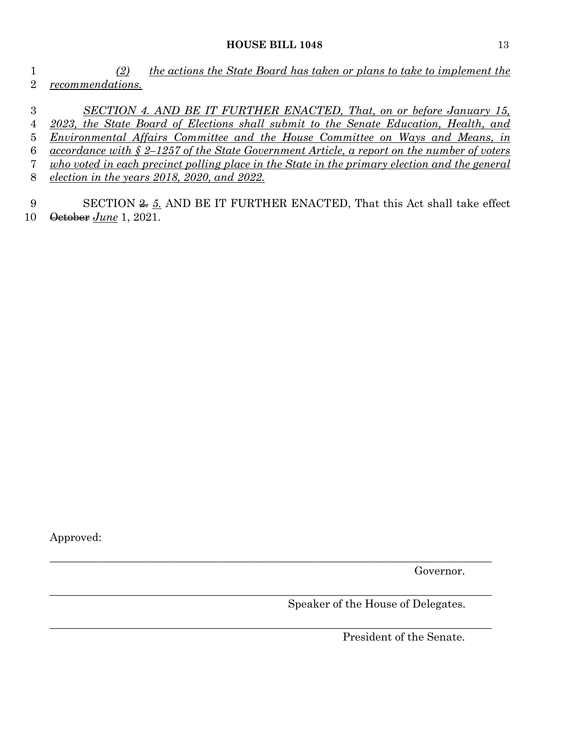(2) the actions the State Board has taken or plans to take to implement the recommendations.

*SECTION 4. AND BE IT FURTHER ENACTED, That, on or before January 15, 2023, the State Board of Elections shall submit to the Senate Education, Health, and Environmental Affairs Committee and the House Committee on Ways and Means, in accordance with § 2–1257 of the State Government Article, a report on the number of voters who voted in each precinct polling place in the State in the primary election and the general election in the years 2018, 2020, and 2022.*

SECTION ~~2.~~ *5.* AND BE IT FURTHER ENACTED, That this Act shall take effect ~~October~~ *June* 1, 2021.

Approved:

\_\_\_\_\_\_\_\_\_\_\_\_\_\_\_\_\_\_\_\_\_\_\_\_\_\_\_\_\_\_\_\_\_\_\_\_\_\_\_\_\_\_\_\_\_\_\_\_

Governor.

\_\_\_\_\_\_\_\_\_\_\_\_\_\_\_\_\_\_\_\_\_\_\_\_\_\_\_\_\_\_\_\_\_\_\_\_\_\_\_\_\_\_\_\_\_\_\_\_

Speaker of the House of Delegates.

\_\_\_\_\_\_\_\_\_\_\_\_\_\_\_\_\_\_\_\_\_\_\_\_\_\_\_\_\_\_\_\_\_\_\_\_\_\_\_\_\_\_\_\_\_\_\_\_

President of the Senate.